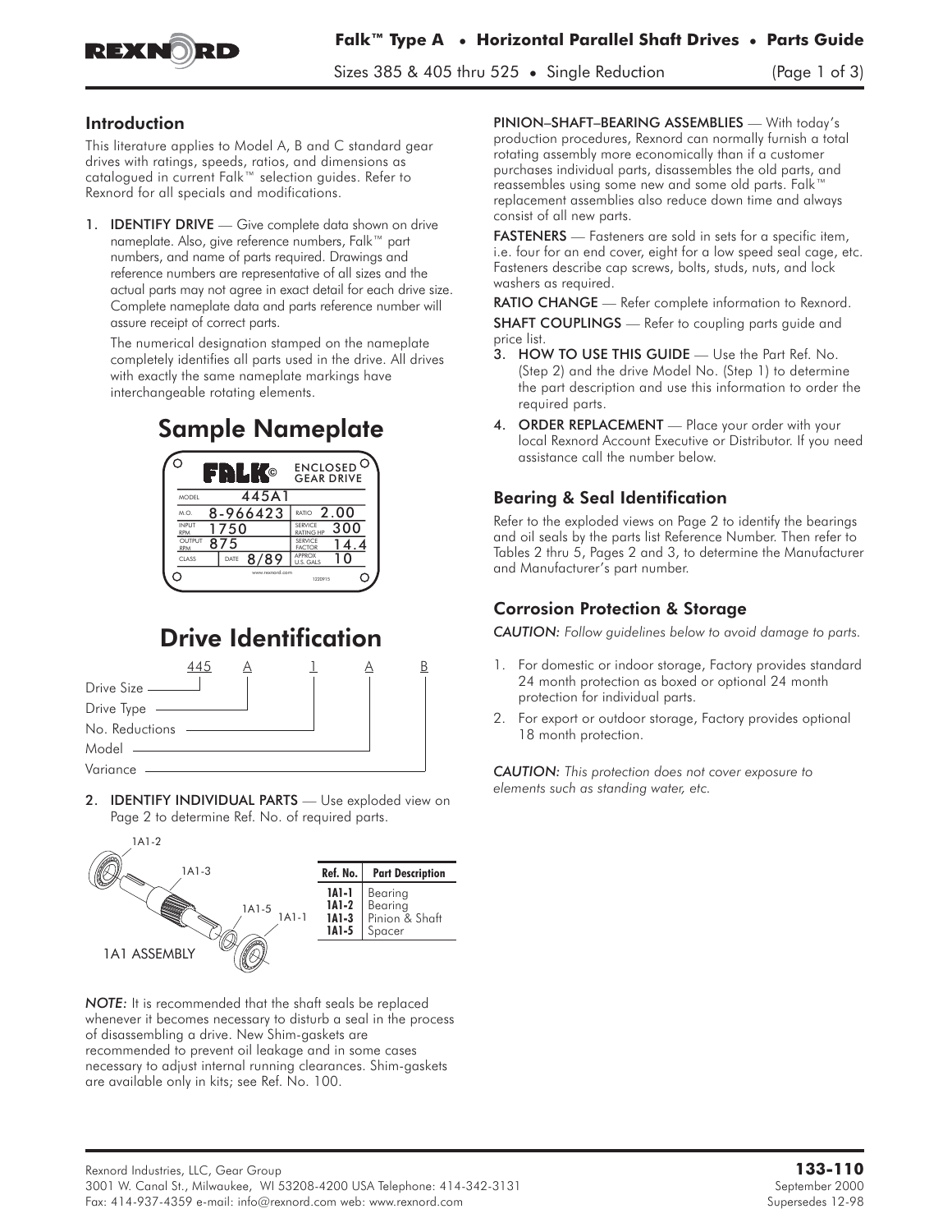# Falk™ Type A • Horizontal Parallel Shaft Drives • Parts Guide

Sizes 385 & 405 thru 525 • Single Reduction

## Introduction

This literature applies to Model A, B and C standard gear drives with ratings, speeds, ratios, and dimensions as catalogued in current Falk™ selection guides. Refer to Rexnord for all specials and modifications.

1. **IDENTIFY DRIVE** — Give complete data shown on drive nameplate. Also, give reference numbers, Falk™ part numbers, and name of parts required. Drawings and reference numbers are representative of all sizes and the actual parts may not agree in exact detail for each drive size. Complete nameplate data and parts reference number will assure receipt of correct parts.

   The numerical designation stamped on the nameplate completely identifies all parts used in the drive. All drives with exactly the same nameplate markings have interchangeable rotating elements.

## Sample Nameplate

FALK© ENCLOSED GEAR DRIVE

| | | | |
|---|---|---|---|
| MODEL | 445A1 | | |
| M.O. | 8-966423 | RATIO | 2.00 |
| INPUT RPM | 1750 | SERVICE RATING HP | 300 |
| OUTPUT RPM | 875 | SERVICE FACTOR | 14.4 |
| CLASS | DATE 8/89 | APPROX. U.S. GALS | 10 |

www.rexnord.com 1220915

## Drive Identification

445 A 1 A B

- Drive Size — 445
- Drive Type — A
- No. Reductions — 1
- Model — A
- Variance — B

2. **IDENTIFY INDIVIDUAL PARTS** — Use exploded view on Page 2 to determine Ref. No. of required parts.

1A1 ASSEMBLY

| Ref. No. | Part Description |
|---|---|
| 1A1-1 | Bearing |
| 1A1-2 | Bearing |
| 1A1-3 | Pinion & Shaft |
| 1A1-5 | Spacer |

*NOTE:* It is recommended that the shaft seals be replaced whenever it becomes necessary to disturb a seal in the process of disassembling a drive. New Shim-gaskets are recommended to prevent oil leakage and in some cases necessary to adjust internal running clearances. Shim-gaskets are available only in kits; see Ref. No. 100.

**PINION–SHAFT–BEARING ASSEMBLIES** — With today's production procedures, Rexnord can normally furnish a total rotating assembly more economically than if a customer purchases individual parts, disassembles the old parts, and reassembles using some new and some old parts. Falk™ replacement assemblies also reduce down time and always consist of all new parts.

**FASTENERS** — Fasteners are sold in sets for a specific item, i.e. four for an end cover, eight for a low speed seal cage, etc. Fasteners describe cap screws, bolts, studs, nuts, and lock washers as required.

**RATIO CHANGE** — Refer complete information to Rexnord.

**SHAFT COUPLINGS** — Refer to coupling parts guide and price list.

3. **HOW TO USE THIS GUIDE** — Use the Part Ref. No. (Step 2) and the drive Model No. (Step 1) to determine the part description and use this information to order the required parts.

4. **ORDER REPLACEMENT** — Place your order with your local Rexnord Account Executive or Distributor. If you need assistance call the number below.

## Bearing & Seal Identification

Refer to the exploded views on Page 2 to identify the bearings and oil seals by the parts list Reference Number. Then refer to Tables 2 thru 5, Pages 2 and 3, to determine the Manufacturer and Manufacturer's part number.

## Corrosion Protection & Storage

*CAUTION: Follow guidelines below to avoid damage to parts.*

1. For domestic or indoor storage, Factory provides standard 24 month protection as boxed or optional 24 month protection for individual parts.
2. For export or outdoor storage, Factory provides optional 18 month protection.

*CAUTION: This protection does not cover exposure to elements such as standing water, etc.*

Rexnord Industries, LLC, Gear Group
3001 W. Canal St., Milwaukee, WI 53208-4200 USA Telephone: 414-342-3131
Fax: 414-937-4359 e-mail: info@rexnord.com web: www.rexnord.com

**133-110**
September 2000
Supersedes 12-98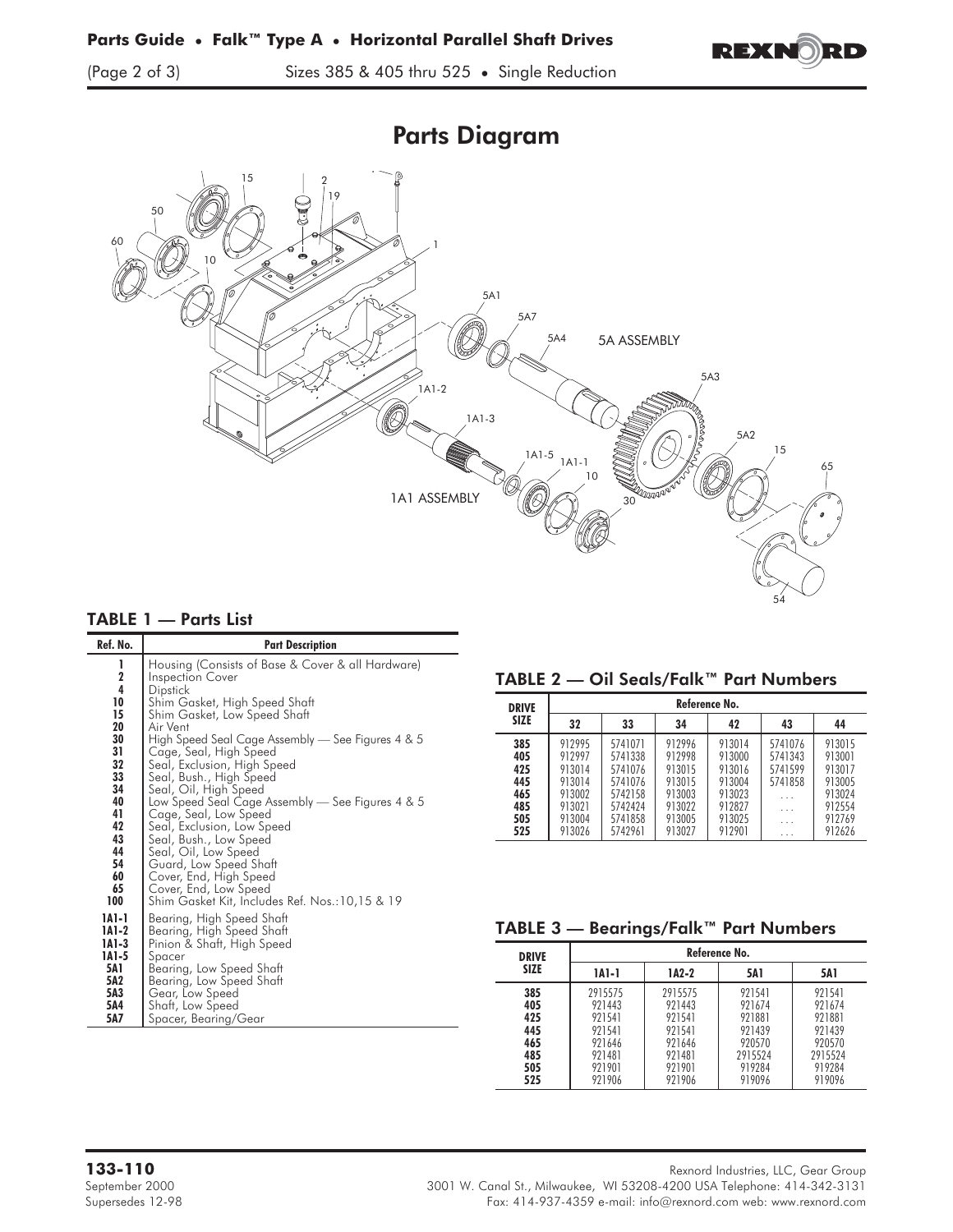# Parts Diagram

1, 2, 10, 15, 19, 50, 60

5A1, 5A7, 5A4, 5A ASSEMBLY, 5A3, 5A2, 15, 65

1A1-2, 1A1-3, 1A1-5, 1A1-1, 10, 30, 1A1 ASSEMBLY, 54

## TABLE 1 — Parts List

| Ref. No. | Part Description |
|---|---|
| 1 | Housing (Consists of Base & Cover & all Hardware) |
| 2 | Inspection Cover |
| 4 | Dipstick |
| 10 | Shim Gasket, High Speed Shaft |
| 15 | Shim Gasket, Low Speed Shaft |
| 20 | Air Vent |
| 30 | High Speed Seal Cage Assembly — See Figures 4 & 5 |
| 31 | Cage, Seal, High Speed |
| 32 | Seal, Exclusion, High Speed |
| 33 | Seal, Bush., High Speed |
| 34 | Seal, Oil, High Speed |
| 40 | Low Speed Seal Cage Assembly — See Figures 4 & 5 |
| 41 | Cage, Seal, Low Speed |
| 42 | Seal, Exclusion, Low Speed |
| 43 | Seal, Bush., Low Speed |
| 44 | Seal, Oil, Low Speed |
| 54 | Guard, Low Speed Shaft |
| 60 | Cover, End, High Speed |
| 65 | Cover, End, Low Speed |
| 100 | Shim Gasket Kit, Includes Ref. Nos.:10,15 & 19 |
| 1A1-1 | Bearing, High Speed Shaft |
| 1A1-2 | Bearing, High Speed Shaft |
| 1A1-3 | Pinion & Shaft, High Speed |
| 1A1-5 | Spacer |
| 5A1 | Bearing, Low Speed Shaft |
| 5A2 | Bearing, Low Speed Shaft |
| 5A3 | Gear, Low Speed |
| 5A4 | Shaft, Low Speed |
| 5A7 | Spacer, Bearing/Gear |

## TABLE 2 — Oil Seals/Falk™ Part Numbers

| DRIVE SIZE | Reference No. | | | | | |
|---|---|---|---|---|---|---|
| | 32 | 33 | 34 | 42 | 43 | 44 |
| 385 | 912995 | 5741071 | 912996 | 913014 | 5741076 | 913015 |
| 405 | 912997 | 5741338 | 912998 | 913000 | 5741343 | 913001 |
| 425 | 913014 | 5741076 | 913015 | 913016 | 5741599 | 913017 |
| 445 | 913014 | 5741076 | 913015 | 913004 | 5741858 | 913005 |
| 465 | 913002 | 5742158 | 913003 | 913023 | . . . | 913024 |
| 485 | 913021 | 5742424 | 913022 | 912827 | . . . | 912554 |
| 505 | 913004 | 5741858 | 913005 | 913025 | . . . | 912769 |
| 525 | 913026 | 5742961 | 913027 | 912901 | . . . | 912626 |

## TABLE 3 — Bearings/Falk™ Part Numbers

| DRIVE SIZE | Reference No. | | | |
|---|---|---|---|---|
| | 1A1-1 | 1A2-2 | 5A1 | 5A1 |
| 385 | 2915575 | 2915575 | 921541 | 921541 |
| 405 | 921443 | 921443 | 921674 | 921674 |
| 425 | 921541 | 921541 | 921881 | 921881 |
| 445 | 921541 | 921541 | 921439 | 921439 |
| 465 | 921646 | 921646 | 920570 | 920570 |
| 485 | 921481 | 921481 | 2915524 | 2915524 |
| 505 | 921901 | 921901 | 919284 | 919284 |
| 525 | 921906 | 921906 | 919096 | 919096 |

**133-110**
September 2000
Supersedes 12-98

Rexnord Industries, LLC, Gear Group
3001 W. Canal St., Milwaukee, WI 53208-4200 USA Telephone: 414-342-3131
Fax: 414-937-4359 e-mail: info@rexnord.com web: www.rexnord.com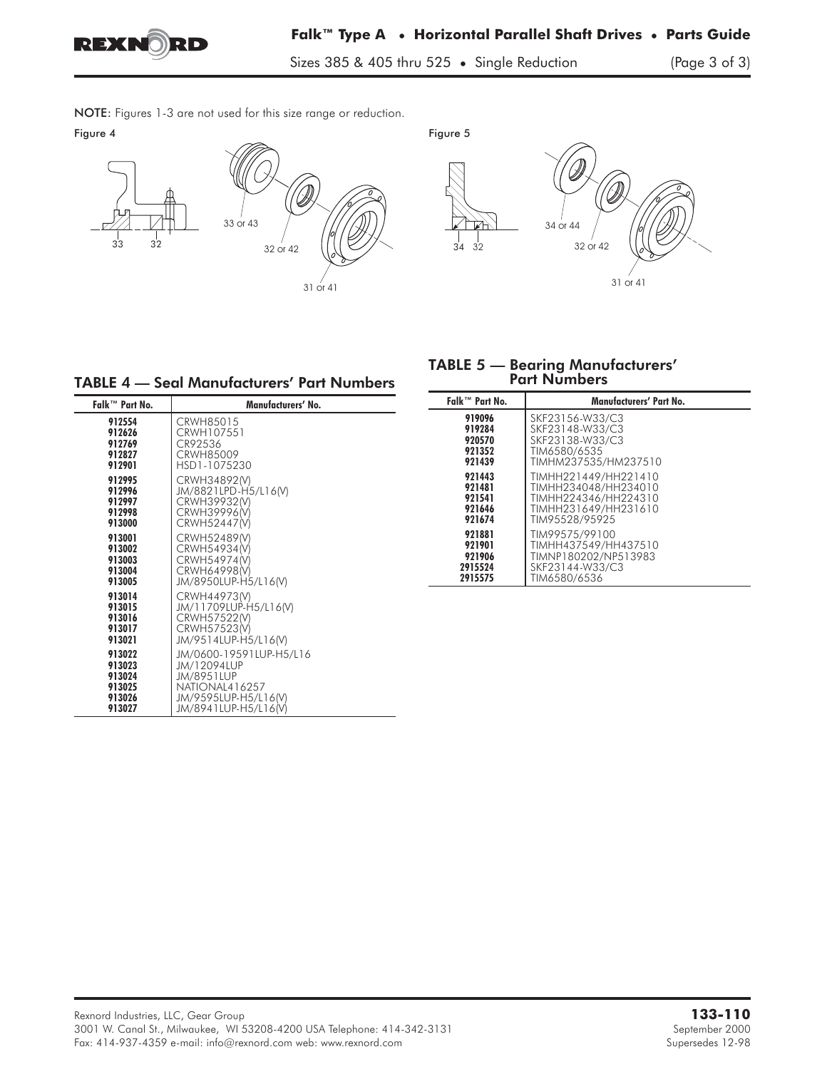NOTE: Figures 1-3 are not used for this size range or reduction.

Figure 4

33 32

33 or 43

32 or 42

31 or 41

Figure 5

34 32

34 or 44

32 or 42

31 or 41

## TABLE 4 — Seal Manufacturers' Part Numbers

| Falk™ Part No. | Manufacturers' No. |
|---|---|
| 912554 | CRWH85015 |
| 912626 | CRWH107551 |
| 912769 | CR92536 |
| 912827 | CRWH85009 |
| 912901 | HSD1-1075230 |
| 912995 | CRWH34892(V) |
| 912996 | JM/8821LPD-H5/L16(V) |
| 912997 | CRWH39932(V) |
| 912998 | CRWH39996(V) |
| 913000 | CRWH52447(V) |
| 913001 | CRWH52489(V) |
| 913002 | CRWH54934(V) |
| 913003 | CRWH54974(V) |
| 913004 | CRWH64998(V) |
| 913005 | JM/8950LUP-H5/L16(V) |
| 913014 | CRWH44973(V) |
| 913015 | JM/11709LUP-H5/L16(V) |
| 913016 | CRWH57522(V) |
| 913017 | CRWH57523(V) |
| 913021 | JM/9514LUP-H5/L16(V) |
| 913022 | JM/0600-19591LUP-H5/L16 |
| 913023 | JM/12094LUP |
| 913024 | JM/8951LUP |
| 913025 | NATIONAL416257 |
| 913026 | JM/9595LUP-H5/L16(V) |
| 913027 | JM/8941LUP-H5/L16(V) |

## TABLE 5 — Bearing Manufacturers' Part Numbers

| Falk™ Part No. | Manufacturers' Part No. |
|---|---|
| 919096 | SKF23156-W33/C3 |
| 919284 | SKF23148-W33/C3 |
| 920570 | SKF23138-W33/C3 |
| 921352 | TIM6580/6535 |
| 921439 | TIMHM237535/HM237510 |
| 921443 | TIMHH221449/HH221410 |
| 921481 | TIMHH234048/HH234010 |
| 921541 | TIMHH224346/HH224310 |
| 921646 | TIMHH231649/HH231610 |
| 921674 | TIM95528/95925 |
| 921881 | TIM99575/99100 |
| 921901 | TIMHH437549/HH437510 |
| 921906 | TIMNP180202/NP513983 |
| 2915524 | SKF23144-W33/C3 |
| 2915575 | TIM6580/6536 |

Rexnord Industries, LLC, Gear Group
3001 W. Canal St., Milwaukee, WI 53208-4200 USA Telephone: 414-342-3131
Fax: 414-937-4359 e-mail: info@rexnord.com web: www.rexnord.com

**133-110**
September 2000
Supersedes 12-98